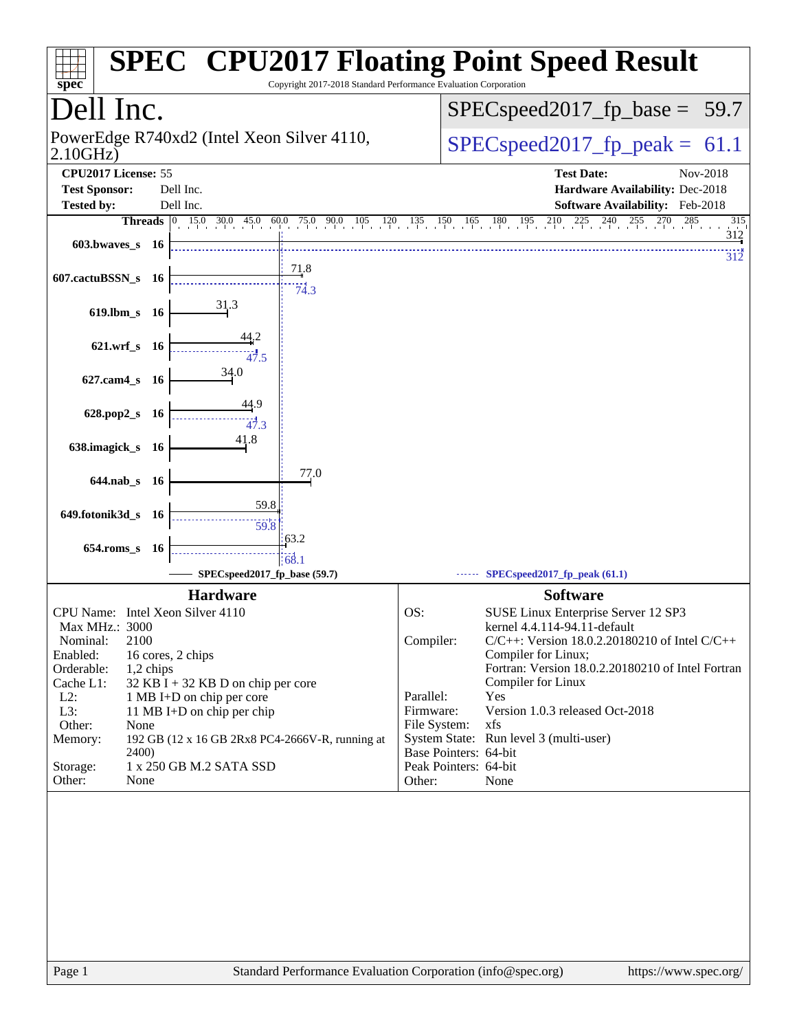# SPEC CPU2017 Floating Point Speed Result

Copyright 2017-2018 Standard Performance Evaluation Corporation

## Dell Inc.

PowerEdge R740xd2 (Intel Xeon Silver 4110, 2.10GHz)

SPECspeed2017_fp_base = 59.7

SPECspeed2017_fp_peak = 61.1

| | | | |
|---|---|---|---|
| **CPU2017 License:** | 55 | **Test Date:** | Nov-2018 |
| **Test Sponsor:** | Dell Inc. | **Hardware Availability:** | Dec-2018 |
| **Tested by:** | Dell Inc. | **Software Availability:** | Feb-2018 |

| Benchmark | Threads | Base | Peak |
|---|---|---|---|
| 603.bwaves_s | 16 | 312 | 312 |
| 607.cactuBSSN_s | 16 | 71.8 | 74.3 |
| 619.lbm_s | 16 | 31.3 | |
| 621.wrf_s | 16 | 44.2 | 47.5 |
| 627.cam4_s | 16 | 34.0 | |
| 628.pop2_s | 16 | 44.9 | 47.3 |
| 638.imagick_s | 16 | 41.8 | |
| 644.nab_s | 16 | 77.0 | |
| 649.fotonik3d_s | 16 | 59.8 | 59.8 |
| 654.roms_s | 16 | 63.2 | 68.1 |

SPECspeed2017_fp_base (59.7) — SPECspeed2017_fp_peak (61.1)

### Hardware

| | |
|---|---|
| CPU Name: | Intel Xeon Silver 4110 |
| Max MHz.: | 3000 |
| Nominal: | 2100 |
| Enabled: | 16 cores, 2 chips |
| Orderable: | 1,2 chips |
| Cache L1: | 32 KB I + 32 KB D on chip per core |
| L2: | 1 MB I+D on chip per core |
| L3: | 11 MB I+D on chip per chip |
| Other: | None |
| Memory: | 192 GB (12 x 16 GB 2Rx8 PC4-2666V-R, running at 2400) |
| Storage: | 1 x 250 GB M.2 SATA SSD |
| Other: | None |

### Software

| | |
|---|---|
| OS: | SUSE Linux Enterprise Server 12 SP3 kernel 4.4.114-94.11-default |
| Compiler: | C/C++: Version 18.0.2.20180210 of Intel C/C++ Compiler for Linux; Fortran: Version 18.0.2.20180210 of Intel Fortran Compiler for Linux |
| Parallel: | Yes |
| Firmware: | Version 1.0.3 released Oct-2018 |
| File System: | xfs |
| System State: | Run level 3 (multi-user) |
| Base Pointers: | 64-bit |
| Peak Pointers: | 64-bit |
| Other: | None |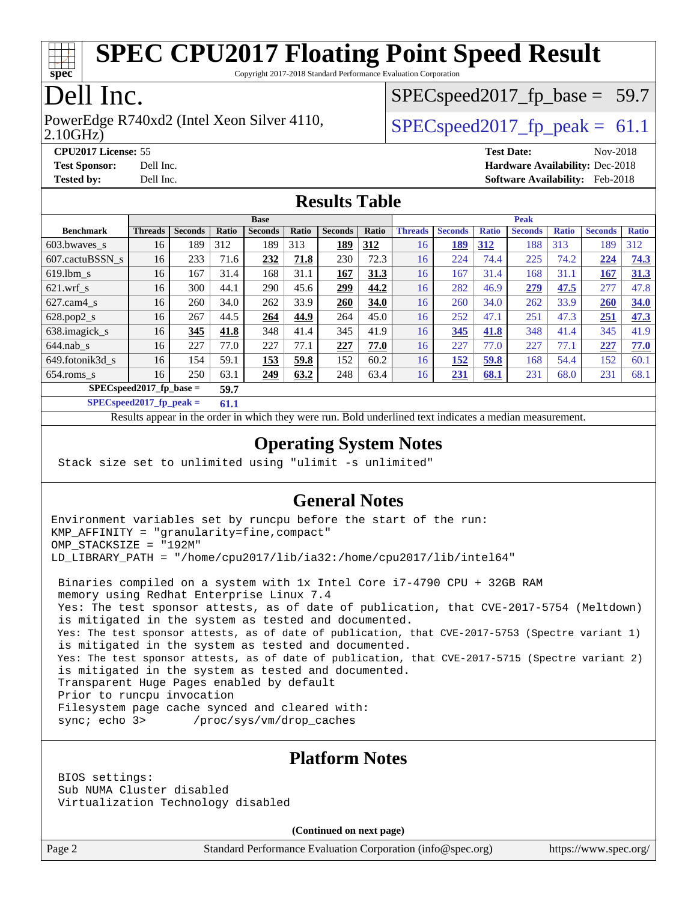# SPEC CPU2017 Floating Point Speed Result

Copyright 2017-2018 Standard Performance Evaluation Corporation

## Dell Inc.

PowerEdge R740xd2 (Intel Xeon Silver 4110, 2.10GHz)

SPECspeed2017_fp_base = 59.7

SPECspeed2017_fp_peak = 61.1

**CPU2017 License:** 55
**Test Sponsor:** Dell Inc.
**Tested by:** Dell Inc.

**Test Date:** Nov-2018
**Hardware Availability:** Dec-2018
**Software Availability:** Feb-2018

## Results Table

| Benchmark | Base | | | | | | | Peak | | | | | | |
|---|---|---|---|---|---|---|---|---|---|---|---|---|---|---|
| | Threads | Seconds | Ratio | Seconds | Ratio | Seconds | Ratio | Threads | Seconds | Ratio | Seconds | Ratio | Seconds | Ratio |
| 603.bwaves_s | 16 | 189 | 312 | 189 | 313 | **189** | **312** | 16 | **189** | **312** | 188 | 313 | 189 | 312 |
| 607.cactuBSSN_s | 16 | 233 | 71.6 | **232** | **71.8** | 230 | 72.3 | 16 | 224 | 74.4 | 225 | 74.2 | **224** | **74.3** |
| 619.lbm_s | 16 | 167 | 31.4 | 168 | 31.1 | **167** | **31.3** | 16 | 167 | 31.4 | 168 | 31.1 | **167** | **31.3** |
| 621.wrf_s | 16 | 300 | 44.1 | 290 | 45.6 | **299** | **44.2** | 16 | 282 | 46.9 | **279** | **47.5** | 277 | 47.8 |
| 627.cam4_s | 16 | 260 | 34.0 | 262 | 33.9 | **260** | **34.0** | 16 | 260 | 34.0 | 262 | 33.9 | **260** | **34.0** |
| 628.pop2_s | 16 | 267 | 44.5 | **264** | **44.9** | 264 | 45.0 | 16 | 252 | 47.1 | 251 | 47.3 | **251** | **47.3** |
| 638.imagick_s | 16 | **345** | **41.8** | 348 | 41.4 | 345 | 41.9 | 16 | **345** | **41.8** | 348 | 41.4 | 345 | 41.9 |
| 644.nab_s | 16 | 227 | 77.0 | 227 | 77.1 | **227** | **77.0** | 16 | 227 | 77.0 | 227 | 77.1 | **227** | **77.0** |
| 649.fotonik3d_s | 16 | 154 | 59.1 | **153** | **59.8** | 152 | 60.2 | 16 | **152** | **59.8** | 168 | 54.4 | 152 | 60.1 |
| 654.roms_s | 16 | 250 | 63.1 | **249** | **63.2** | 248 | 63.4 | 16 | **231** | **68.1** | 231 | 68.0 | 231 | 68.1 |

**SPECspeed2017_fp_base = 59.7**

**SPECspeed2017_fp_peak = 61.1**

Results appear in the order in which they were run. Bold underlined text indicates a median measurement.

## Operating System Notes

```
Stack size set to unlimited using "ulimit -s unlimited"
```

## General Notes

```
Environment variables set by runcpu before the start of the run:
KMP_AFFINITY = "granularity=fine,compact"
OMP_STACKSIZE = "192M"
LD_LIBRARY_PATH = "/home/cpu2017/lib/ia32:/home/cpu2017/lib/intel64"

 Binaries compiled on a system with 1x Intel Core i7-4790 CPU + 32GB RAM
 memory using Redhat Enterprise Linux 7.4
 Yes: The test sponsor attests, as of date of publication, that CVE-2017-5754 (Meltdown)
 is mitigated in the system as tested and documented.
 Yes: The test sponsor attests, as of date of publication, that CVE-2017-5753 (Spectre variant 1)
 is mitigated in the system as tested and documented.
 Yes: The test sponsor attests, as of date of publication, that CVE-2017-5715 (Spectre variant 2)
 is mitigated in the system as tested and documented.
 Transparent Huge Pages enabled by default
 Prior to runcpu invocation
 Filesystem page cache synced and cleared with:
 sync; echo 3>       /proc/sys/vm/drop_caches
```

## Platform Notes

```
BIOS settings:
Sub NUMA Cluster disabled
Virtualization Technology disabled
```

**(Continued on next page)**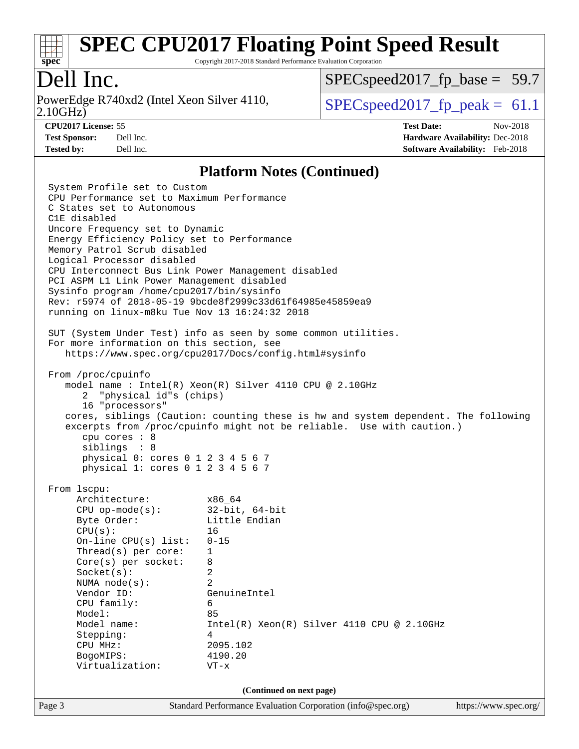# SPEC CPU2017 Floating Point Speed Result

Copyright 2017-2018 Standard Performance Evaluation Corporation

## Dell Inc.

PowerEdge R740xd2 (Intel Xeon Silver 4110, 2.10GHz)

SPECspeed2017_fp_base = 59.7

SPECspeed2017_fp_peak = 61.1

**CPU2017 License:** 55
**Test Sponsor:** Dell Inc.
**Tested by:** Dell Inc.

**Test Date:** Nov-2018
**Hardware Availability:** Dec-2018
**Software Availability:** Feb-2018

### Platform Notes (Continued)

```
System Profile set to Custom
CPU Performance set to Maximum Performance
C States set to Autonomous
C1E disabled
Uncore Frequency set to Dynamic
Energy Efficiency Policy set to Performance
Memory Patrol Scrub disabled
Logical Processor disabled
CPU Interconnect Bus Link Power Management disabled
PCI ASPM L1 Link Power Management disabled
Sysinfo program /home/cpu2017/bin/sysinfo
Rev: r5974 of 2018-05-19 9bcde8f2999c33d61f64985e45859ea9
running on linux-m8ku Tue Nov 13 16:24:32 2018

SUT (System Under Test) info as seen by some common utilities.
For more information on this section, see
   https://www.spec.org/cpu2017/Docs/config.html#sysinfo

From /proc/cpuinfo
   model name : Intel(R) Xeon(R) Silver 4110 CPU @ 2.10GHz
      2  "physical id"s (chips)
      16 "processors"
   cores, siblings (Caution: counting these is hw and system dependent. The following
   excerpts from /proc/cpuinfo might not be reliable.  Use with caution.)
      cpu cores : 8
      siblings  : 8
      physical 0: cores 0 1 2 3 4 5 6 7
      physical 1: cores 0 1 2 3 4 5 6 7

From lscpu:
     Architecture:          x86_64
     CPU op-mode(s):        32-bit, 64-bit
     Byte Order:            Little Endian
     CPU(s):                16
     On-line CPU(s) list:   0-15
     Thread(s) per core:    1
     Core(s) per socket:    8
     Socket(s):             2
     NUMA node(s):          2
     Vendor ID:             GenuineIntel
     CPU family:            6
     Model:                 85
     Model name:            Intel(R) Xeon(R) Silver 4110 CPU @ 2.10GHz
     Stepping:              4
     CPU MHz:               2095.102
     BogoMIPS:              4190.20
     Virtualization:        VT-x
```

(Continued on next page)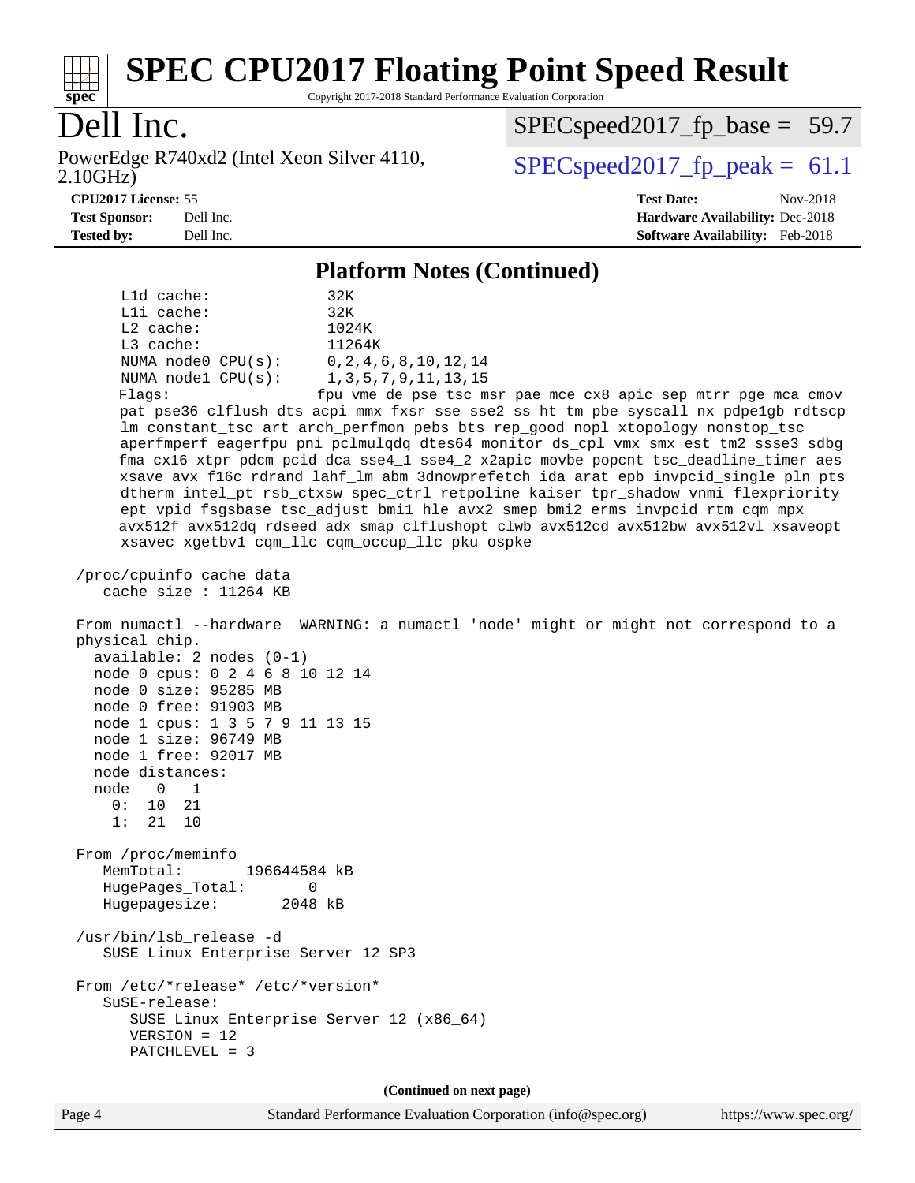# SPEC CPU2017 Floating Point Speed Result

Copyright 2017-2018 Standard Performance Evaluation Corporation

## Dell Inc.

PowerEdge R740xd2 (Intel Xeon Silver 4110, 2.10GHz)

SPECspeed2017_fp_base = 59.7

SPECspeed2017_fp_peak = 61.1

**CPU2017 License:** 55
**Test Sponsor:** Dell Inc.
**Tested by:** Dell Inc.

**Test Date:** Nov-2018
**Hardware Availability:** Dec-2018
**Software Availability:** Feb-2018

### Platform Notes (Continued)

```
    L1d cache:             32K
    L1i cache:             32K
    L2 cache:              1024K
    L3 cache:              11264K
    NUMA node0 CPU(s):     0,2,4,6,8,10,12,14
    NUMA node1 CPU(s):     1,3,5,7,9,11,13,15
    Flags:                 fpu vme de pse tsc msr pae mce cx8 apic sep mtrr pge mca cmov
    pat pse36 clflush dts acpi mmx fxsr sse sse2 ss ht tm pbe syscall nx pdpe1gb rdtscp
    lm constant_tsc art arch_perfmon pebs bts rep_good nopl xtopology nonstop_tsc
    aperfmperf eagerfpu pni pclmulqdq dtes64 monitor ds_cpl vmx smx est tm2 ssse3 sdbg
    fma cx16 xtpr pdcm pcid dca sse4_1 sse4_2 x2apic movbe popcnt tsc_deadline_timer aes
    xsave avx f16c rdrand lahf_lm abm 3dnowprefetch ida arat epb invpcid_single pln pts
    dtherm intel_pt rsb_ctxsw spec_ctrl retpoline kaiser tpr_shadow vnmi flexpriority
    ept vpid fsgsbase tsc_adjust bmi1 hle avx2 smep bmi2 erms invpcid rtm cqm mpx
    avx512f avx512dq rdseed adx smap clflushopt clwb avx512cd avx512bw avx512vl xsaveopt
    xsavec xgetbv1 cqm_llc cqm_occup_llc pku ospke

 /proc/cpuinfo cache data
    cache size : 11264 KB

 From numactl --hardware  WARNING: a numactl 'node' might or might not correspond to a
 physical chip.
   available: 2 nodes (0-1)
   node 0 cpus: 0 2 4 6 8 10 12 14
   node 0 size: 95285 MB
   node 0 free: 91903 MB
   node 1 cpus: 1 3 5 7 9 11 13 15
   node 1 size: 96749 MB
   node 1 free: 92017 MB
   node distances:
   node   0   1
     0:  10  21
     1:  21  10

 From /proc/meminfo
    MemTotal:       196644584 kB
    HugePages_Total:       0
    Hugepagesize:       2048 kB

 /usr/bin/lsb_release -d
    SUSE Linux Enterprise Server 12 SP3

 From /etc/*release* /etc/*version*
    SuSE-release:
       SUSE Linux Enterprise Server 12 (x86_64)
       VERSION = 12
       PATCHLEVEL = 3
```

(Continued on next page)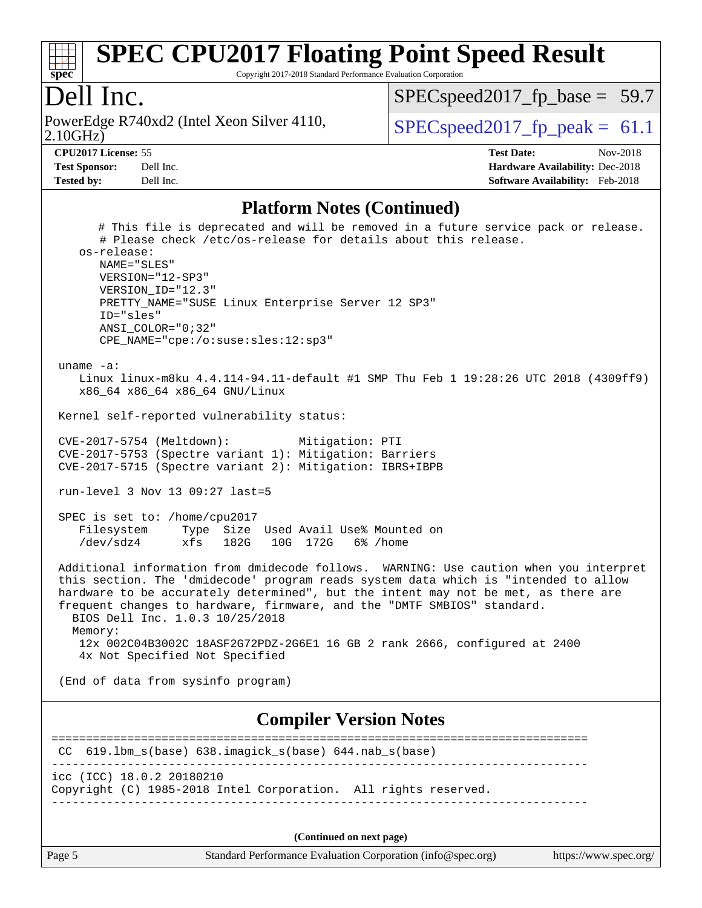## Platform Notes (Continued)

```
      # This file is deprecated and will be removed in a future service pack or release.
      # Please check /etc/os-release for details about this release.
   os-release:
      NAME="SLES"
      VERSION="12-SP3"
      VERSION_ID="12.3"
      PRETTY_NAME="SUSE Linux Enterprise Server 12 SP3"
      ID="sles"
      ANSI_COLOR="0;32"
      CPE_NAME="cpe:/o:suse:sles:12:sp3"

uname -a:
   Linux linux-m8ku 4.4.114-94.11-default #1 SMP Thu Feb 1 19:28:26 UTC 2018 (4309ff9)
   x86_64 x86_64 x86_64 GNU/Linux

Kernel self-reported vulnerability status:

CVE-2017-5754 (Meltdown):          Mitigation: PTI
CVE-2017-5753 (Spectre variant 1): Mitigation: Barriers
CVE-2017-5715 (Spectre variant 2): Mitigation: IBRS+IBPB

run-level 3 Nov 13 09:27 last=5

SPEC is set to: /home/cpu2017
   Filesystem     Type  Size  Used Avail Use% Mounted on
   /dev/sdz4      xfs   182G   10G  172G   6% /home

Additional information from dmidecode follows.  WARNING: Use caution when you interpret
this section. The 'dmidecode' program reads system data which is "intended to allow
hardware to be accurately determined", but the intent may not be met, as there are
frequent changes to hardware, firmware, and the "DMTF SMBIOS" standard.
  BIOS Dell Inc. 1.0.3 10/25/2018
  Memory:
    12x 002C04B3002C 18ASF2G72PDZ-2G6E1 16 GB 2 rank 2666, configured at 2400
    4x Not Specified Not Specified

(End of data from sysinfo program)
```

## Compiler Version Notes

```
==============================================================================
 CC  619.lbm_s(base) 638.imagick_s(base) 644.nab_s(base)
------------------------------------------------------------------------------
icc (ICC) 18.0.2 20180210
Copyright (C) 1985-2018 Intel Corporation.  All rights reserved.
------------------------------------------------------------------------------
```

**(Continued on next page)**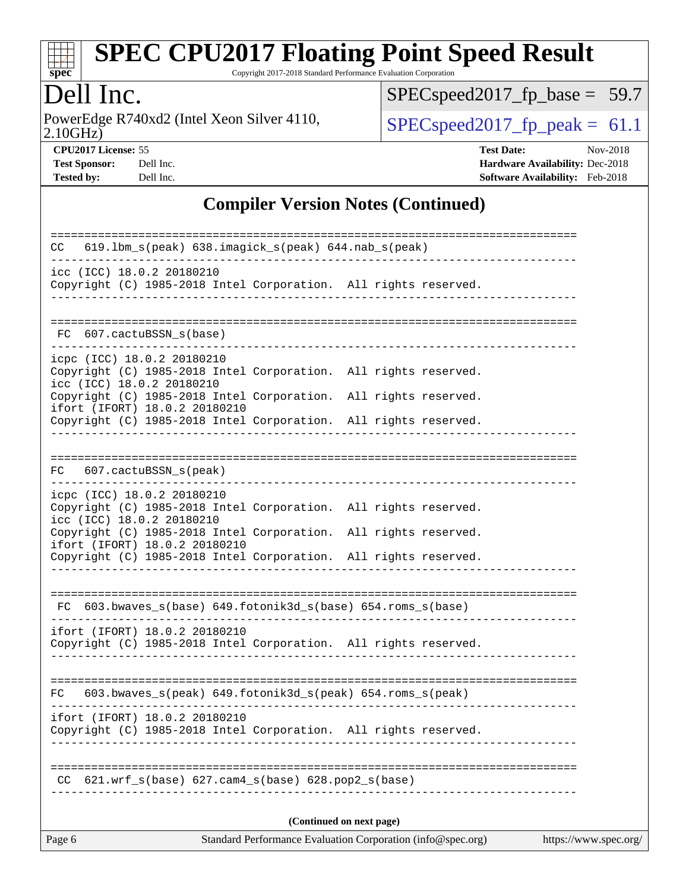## Compiler Version Notes (Continued)

```
==============================================================================
CC   619.lbm_s(peak) 638.imagick_s(peak) 644.nab_s(peak)
------------------------------------------------------------------------------
icc (ICC) 18.0.2 20180210
Copyright (C) 1985-2018 Intel Corporation.  All rights reserved.
------------------------------------------------------------------------------

==============================================================================
 FC  607.cactuBSSN_s(base)
------------------------------------------------------------------------------
icpc (ICC) 18.0.2 20180210
Copyright (C) 1985-2018 Intel Corporation.  All rights reserved.
icc (ICC) 18.0.2 20180210
Copyright (C) 1985-2018 Intel Corporation.  All rights reserved.
ifort (IFORT) 18.0.2 20180210
Copyright (C) 1985-2018 Intel Corporation.  All rights reserved.
------------------------------------------------------------------------------

==============================================================================
FC   607.cactuBSSN_s(peak)
------------------------------------------------------------------------------
icpc (ICC) 18.0.2 20180210
Copyright (C) 1985-2018 Intel Corporation.  All rights reserved.
icc (ICC) 18.0.2 20180210
Copyright (C) 1985-2018 Intel Corporation.  All rights reserved.
ifort (IFORT) 18.0.2 20180210
Copyright (C) 1985-2018 Intel Corporation.  All rights reserved.
------------------------------------------------------------------------------

==============================================================================
 FC  603.bwaves_s(base) 649.fotonik3d_s(base) 654.roms_s(base)
------------------------------------------------------------------------------
ifort (IFORT) 18.0.2 20180210
Copyright (C) 1985-2018 Intel Corporation.  All rights reserved.
------------------------------------------------------------------------------

==============================================================================
FC   603.bwaves_s(peak) 649.fotonik3d_s(peak) 654.roms_s(peak)
------------------------------------------------------------------------------
ifort (IFORT) 18.0.2 20180210
Copyright (C) 1985-2018 Intel Corporation.  All rights reserved.
------------------------------------------------------------------------------

==============================================================================
 CC  621.wrf_s(base) 627.cam4_s(base) 628.pop2_s(base)
------------------------------------------------------------------------------
```

**(Continued on next page)**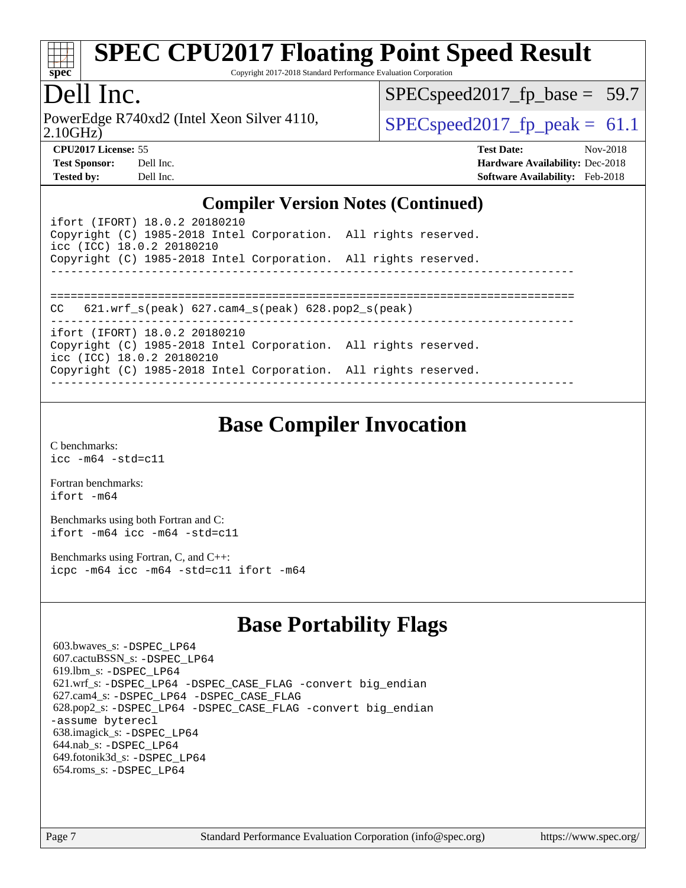# SPEC CPU2017 Floating Point Speed Result

Copyright 2017-2018 Standard Performance Evaluation Corporation

## Dell Inc.

PowerEdge R740xd2 (Intel Xeon Silver 4110, 2.10GHz)

SPECspeed2017_fp_base = 59.7

SPECspeed2017_fp_peak = 61.1

**CPU2017 License:** 55
**Test Sponsor:** Dell Inc.
**Tested by:** Dell Inc.

**Test Date:** Nov-2018
**Hardware Availability:** Dec-2018
**Software Availability:** Feb-2018

### Compiler Version Notes (Continued)

```
ifort (IFORT) 18.0.2 20180210
Copyright (C) 1985-2018 Intel Corporation.  All rights reserved.
icc (ICC) 18.0.2 20180210
Copyright (C) 1985-2018 Intel Corporation.  All rights reserved.
------------------------------------------------------------------------------

==============================================================================
CC   621.wrf_s(peak) 627.cam4_s(peak) 628.pop2_s(peak)
------------------------------------------------------------------------------
ifort (IFORT) 18.0.2 20180210
Copyright (C) 1985-2018 Intel Corporation.  All rights reserved.
icc (ICC) 18.0.2 20180210
Copyright (C) 1985-2018 Intel Corporation.  All rights reserved.
------------------------------------------------------------------------------
```

## Base Compiler Invocation

C benchmarks:
`icc -m64 -std=c11`

Fortran benchmarks:
`ifort -m64`

Benchmarks using both Fortran and C:
`ifort -m64 icc -m64 -std=c11`

Benchmarks using Fortran, C, and C++:
`icpc -m64 icc -m64 -std=c11 ifort -m64`

## Base Portability Flags

603.bwaves_s: `-DSPEC_LP64`
607.cactuBSSN_s: `-DSPEC_LP64`
619.lbm_s: `-DSPEC_LP64`
621.wrf_s: `-DSPEC_LP64 -DSPEC_CASE_FLAG -convert big_endian`
627.cam4_s: `-DSPEC_LP64 -DSPEC_CASE_FLAG`
628.pop2_s: `-DSPEC_LP64 -DSPEC_CASE_FLAG -convert big_endian -assume byterecl`
638.imagick_s: `-DSPEC_LP64`
644.nab_s: `-DSPEC_LP64`
649.fotonik3d_s: `-DSPEC_LP64`
654.roms_s: `-DSPEC_LP64`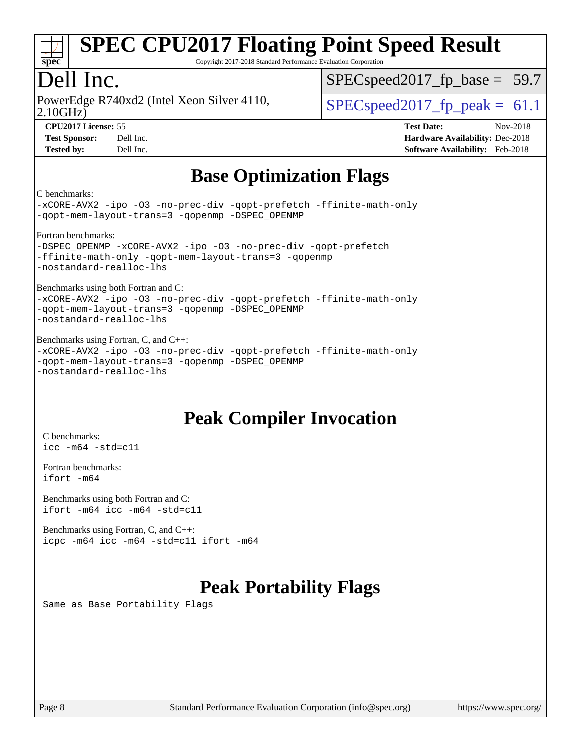# SPEC CPU2017 Floating Point Speed Result

Copyright 2017-2018 Standard Performance Evaluation Corporation

## Dell Inc.

PowerEdge R740xd2 (Intel Xeon Silver 4110, 2.10GHz)

SPECspeed2017_fp_base = 59.7

SPECspeed2017_fp_peak = 61.1

**CPU2017 License:** 55
**Test Sponsor:** Dell Inc.
**Tested by:** Dell Inc.

**Test Date:** Nov-2018
**Hardware Availability:** Dec-2018
**Software Availability:** Feb-2018

## Base Optimization Flags

C benchmarks:
```
-xCORE-AVX2 -ipo -O3 -no-prec-div -qopt-prefetch -ffinite-math-only
-qopt-mem-layout-trans=3 -qopenmp -DSPEC_OPENMP
```

Fortran benchmarks:
```
-DSPEC_OPENMP -xCORE-AVX2 -ipo -O3 -no-prec-div -qopt-prefetch
-ffinite-math-only -qopt-mem-layout-trans=3 -qopenmp
-nostandard-realloc-lhs
```

Benchmarks using both Fortran and C:
```
-xCORE-AVX2 -ipo -O3 -no-prec-div -qopt-prefetch -ffinite-math-only
-qopt-mem-layout-trans=3 -qopenmp -DSPEC_OPENMP
-nostandard-realloc-lhs
```

Benchmarks using Fortran, C, and C++:
```
-xCORE-AVX2 -ipo -O3 -no-prec-div -qopt-prefetch -ffinite-math-only
-qopt-mem-layout-trans=3 -qopenmp -DSPEC_OPENMP
-nostandard-realloc-lhs
```

## Peak Compiler Invocation

C benchmarks:
```
icc -m64 -std=c11
```

Fortran benchmarks:
```
ifort -m64
```

Benchmarks using both Fortran and C:
```
ifort -m64 icc -m64 -std=c11
```

Benchmarks using Fortran, C, and C++:
```
icpc -m64 icc -m64 -std=c11 ifort -m64
```

## Peak Portability Flags

Same as Base Portability Flags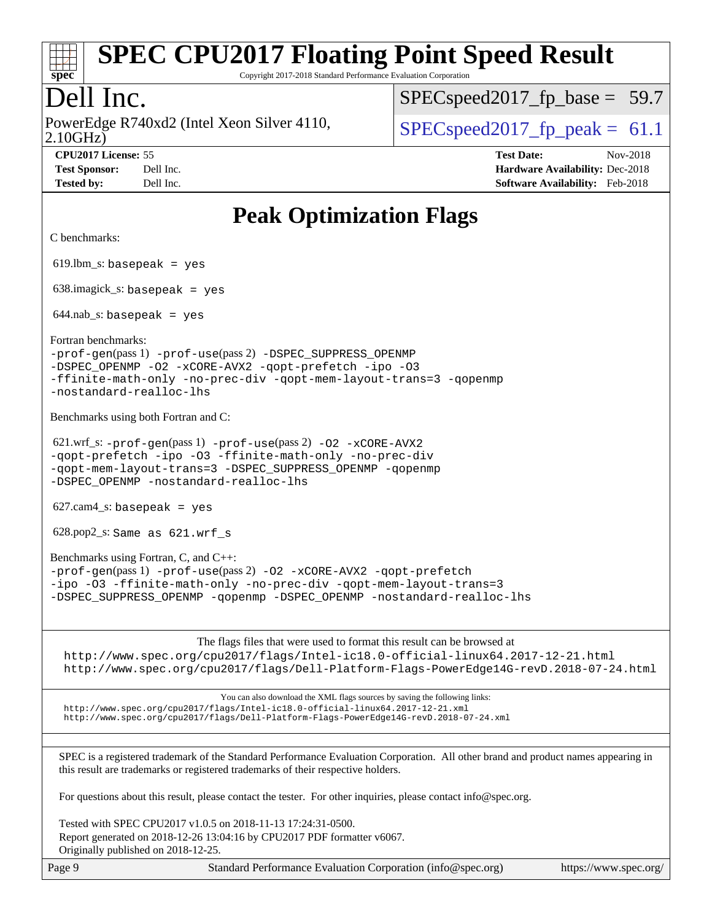# Peak Optimization Flags

C benchmarks:

619.lbm_s: basepeak = yes

638.imagick_s: basepeak = yes

644.nab_s: basepeak = yes

Fortran benchmarks:

-prof-gen(pass 1) -prof-use(pass 2) -DSPEC_SUPPRESS_OPENMP -DSPEC_OPENMP -O2 -xCORE-AVX2 -qopt-prefetch -ipo -O3 -ffinite-math-only -no-prec-div -qopt-mem-layout-trans=3 -qopenmp -nostandard-realloc-lhs

Benchmarks using both Fortran and C:

621.wrf_s: -prof-gen(pass 1) -prof-use(pass 2) -O2 -xCORE-AVX2 -qopt-prefetch -ipo -O3 -ffinite-math-only -no-prec-div -qopt-mem-layout-trans=3 -DSPEC_SUPPRESS_OPENMP -qopenmp -DSPEC_OPENMP -nostandard-realloc-lhs

627.cam4_s: basepeak = yes

628.pop2_s: Same as 621.wrf_s

Benchmarks using Fortran, C, and C++:

-prof-gen(pass 1) -prof-use(pass 2) -O2 -xCORE-AVX2 -qopt-prefetch -ipo -O3 -ffinite-math-only -no-prec-div -qopt-mem-layout-trans=3 -DSPEC_SUPPRESS_OPENMP -qopenmp -DSPEC_OPENMP -nostandard-realloc-lhs

The flags files that were used to format this result can be browsed at
http://www.spec.org/cpu2017/flags/Intel-ic18.0-official-linux64.2017-12-21.html
http://www.spec.org/cpu2017/flags/Dell-Platform-Flags-PowerEdge14G-revD.2018-07-24.html

You can also download the XML flags sources by saving the following links:
http://www.spec.org/cpu2017/flags/Intel-ic18.0-official-linux64.2017-12-21.xml
http://www.spec.org/cpu2017/flags/Dell-Platform-Flags-PowerEdge14G-revD.2018-07-24.xml

SPEC is a registered trademark of the Standard Performance Evaluation Corporation. All other brand and product names appearing in this result are trademarks or registered trademarks of their respective holders.

For questions about this result, please contact the tester. For other inquiries, please contact info@spec.org.

Tested with SPEC CPU2017 v1.0.5 on 2018-11-13 17:24:31-0500.
Report generated on 2018-12-26 13:04:16 by CPU2017 PDF formatter v6067.
Originally published on 2018-12-25.